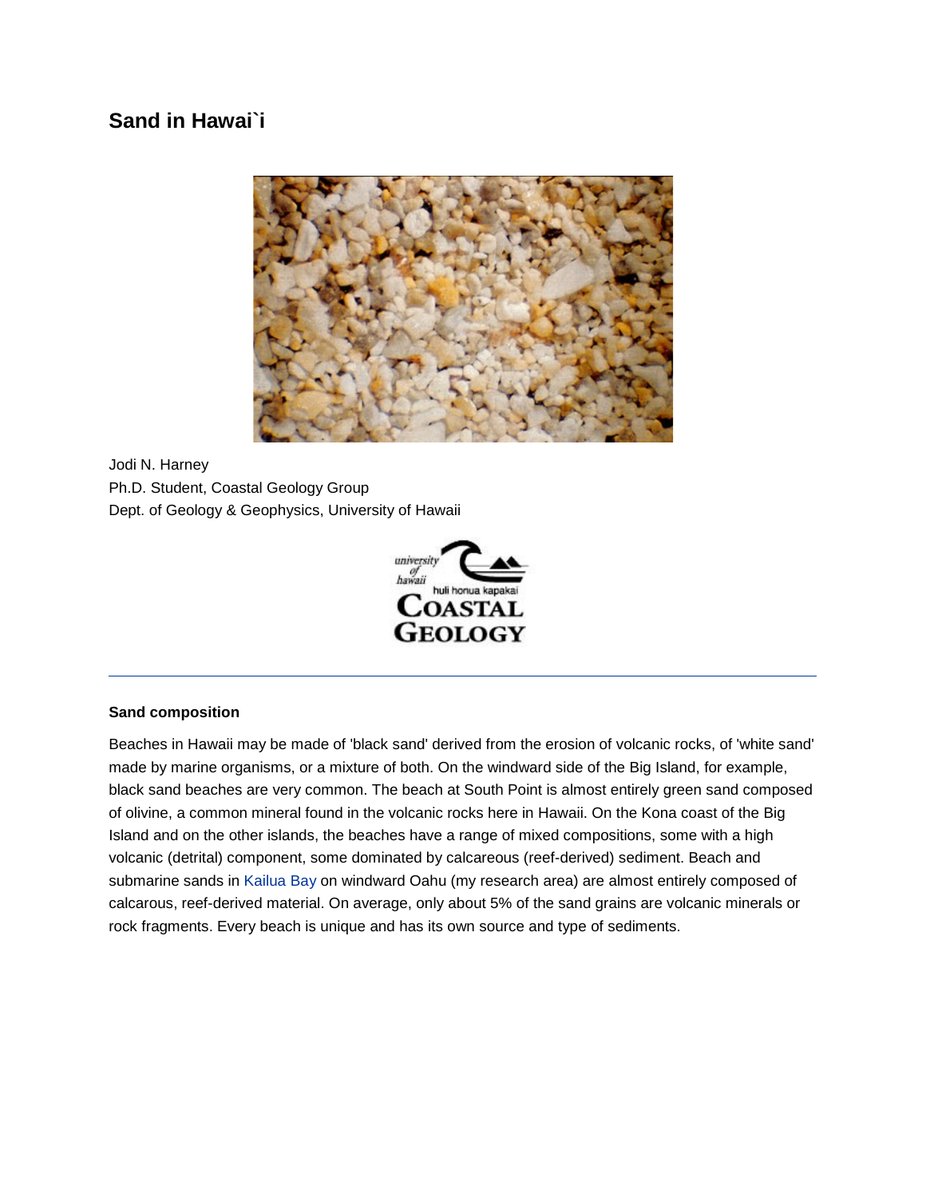# Sand in Hawai`i

Jodi N. Harney
Ph.D. Student, Coastal Geology Group
Dept. of Geology & Geophysics, University of Hawaii

---

### Sand composition

Beaches in Hawaii may be made of 'black sand' derived from the erosion of volcanic rocks, of 'white sand' made by marine organisms, or a mixture of both. On the windward side of the Big Island, for example, black sand beaches are very common. The beach at South Point is almost entirely green sand composed of olivine, a common mineral found in the volcanic rocks here in Hawaii. On the Kona coast of the Big Island and on the other islands, the beaches have a range of mixed compositions, some with a high volcanic (detrital) component, some dominated by calcareous (reef-derived) sediment. Beach and submarine sands in Kailua Bay on windward Oahu (my research area) are almost entirely composed of calcarous, reef-derived material. On average, only about 5% of the sand grains are volcanic minerals or rock fragments. Every beach is unique and has its own source and type of sediments.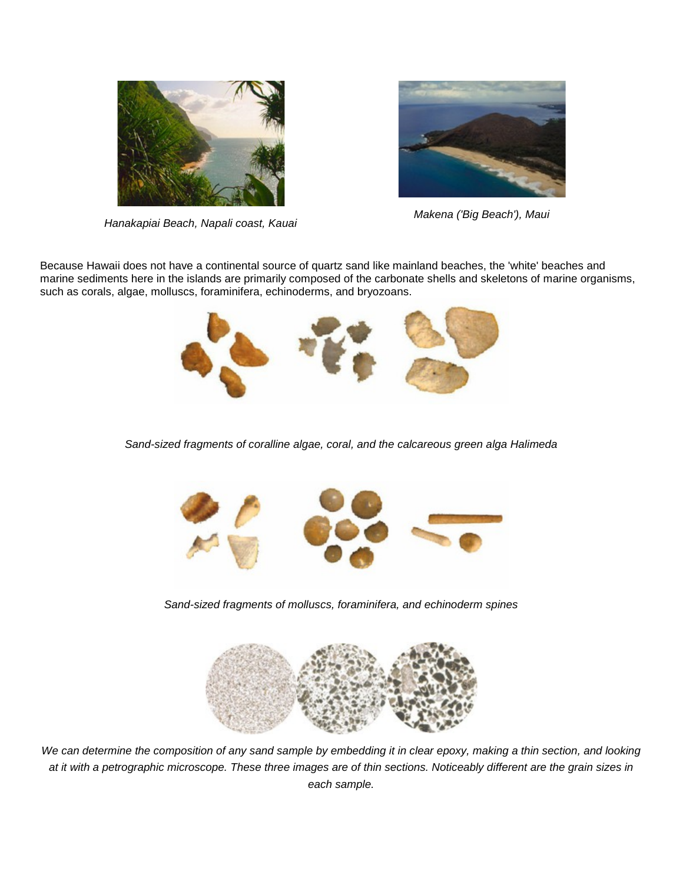*Hanakapiai Beach, Napali coast, Kauai*

*Makena ('Big Beach'), Maui*

Because Hawaii does not have a continental source of quartz sand like mainland beaches, the 'white' beaches and marine sediments here in the islands are primarily composed of the carbonate shells and skeletons of marine organisms, such as corals, algae, molluscs, foraminifera, echinoderms, and bryozoans.

*Sand-sized fragments of coralline algae, coral, and the calcareous green alga Halimeda*

*Sand-sized fragments of molluscs, foraminifera, and echinoderm spines*

*We can determine the composition of any sand sample by embedding it in clear epoxy, making a thin section, and looking at it with a petrographic microscope. These three images are of thin sections. Noticeably different are the grain sizes in each sample.*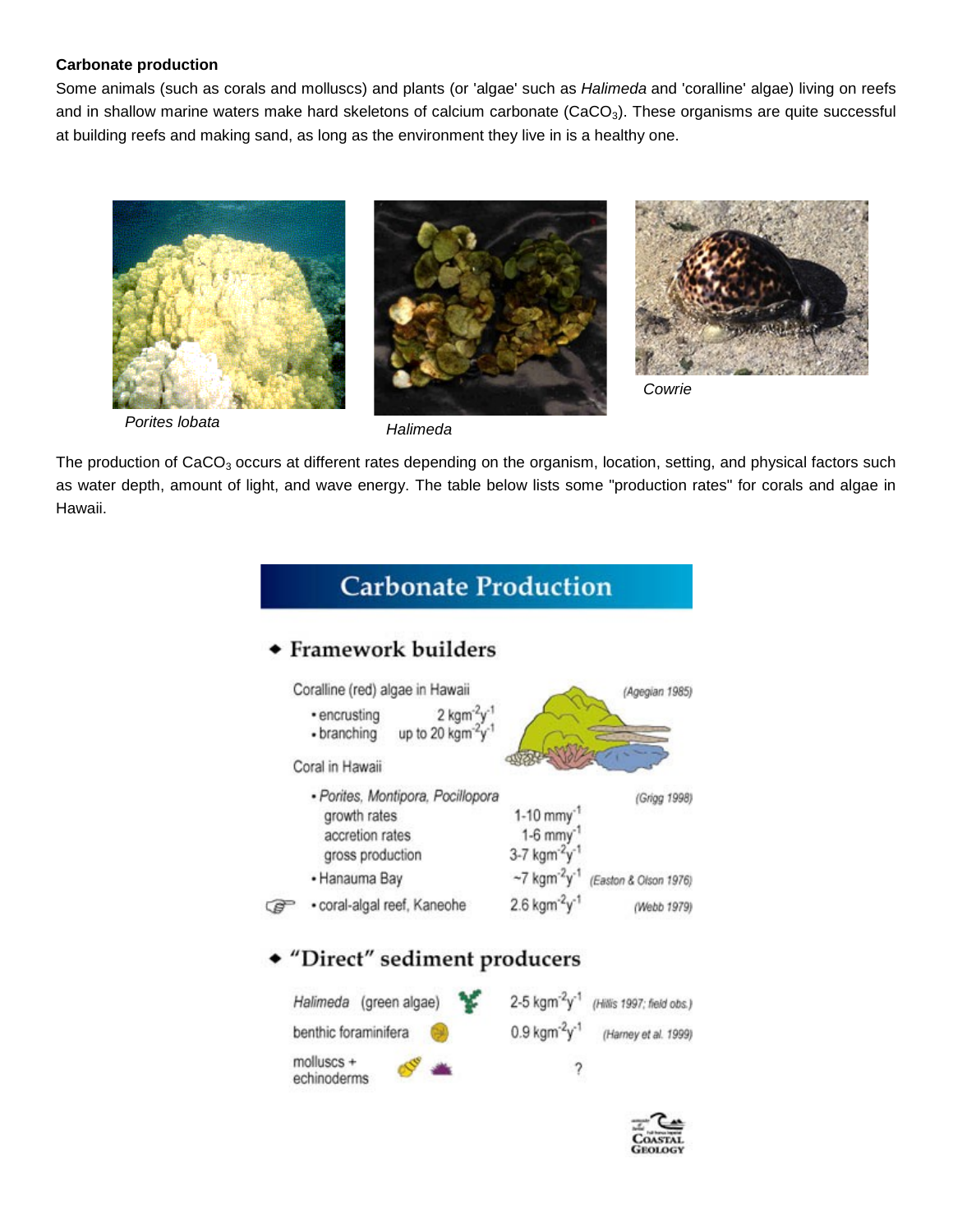**Carbonate production**

Some animals (such as corals and molluscs) and plants (or 'algae' such as *Halimeda* and 'coralline' algae) living on reefs and in shallow marine waters make hard skeletons of calcium carbonate ($CaCO_3$). These organisms are quite successful at building reefs and making sand, as long as the environment they live in is a healthy one.

*Porites lobata*

*Halimeda*

*Cowrie*

The production of $CaCO_3$ occurs at different rates depending on the organism, location, setting, and physical factors such as water depth, amount of light, and wave energy. The table below lists some "production rates" for corals and algae in Hawaii.

## Carbonate Production

### Framework builders

Coralline (red) algae in Hawaii (Agegian 1985)

- encrusting — 2 $kgm^{-2}y^{-1}$
- branching — up to 20 $kgm^{-2}y^{-1}$

Coral in Hawaii

- *Porites, Montipora, Pocillopora* (Grigg 1998)
  - growth rates — 1-10 $mmy^{-1}$
  - accretion rates — 1-6 $mmy^{-1}$
  - gross production — 3-7 $kgm^{-2}y^{-1}$
- Hanauma Bay — ~7 $kgm^{-2}y^{-1}$ (Easton & Olson 1976)
- coral-algal reef, Kaneohe — 2.6 $kgm^{-2}y^{-1}$ (Webb 1979)

### "Direct" sediment producers

| Organism | Production | Source |
|---|---|---|
| *Halimeda* (green algae) | 2-5 $kgm^{-2}y^{-1}$ | (Hillis 1997; field obs.) |
| benthic foraminifera | 0.9 $kgm^{-2}y^{-1}$ | (Harney et al. 1999) |
| molluscs + echinoderms | ? | |

Coastal Geology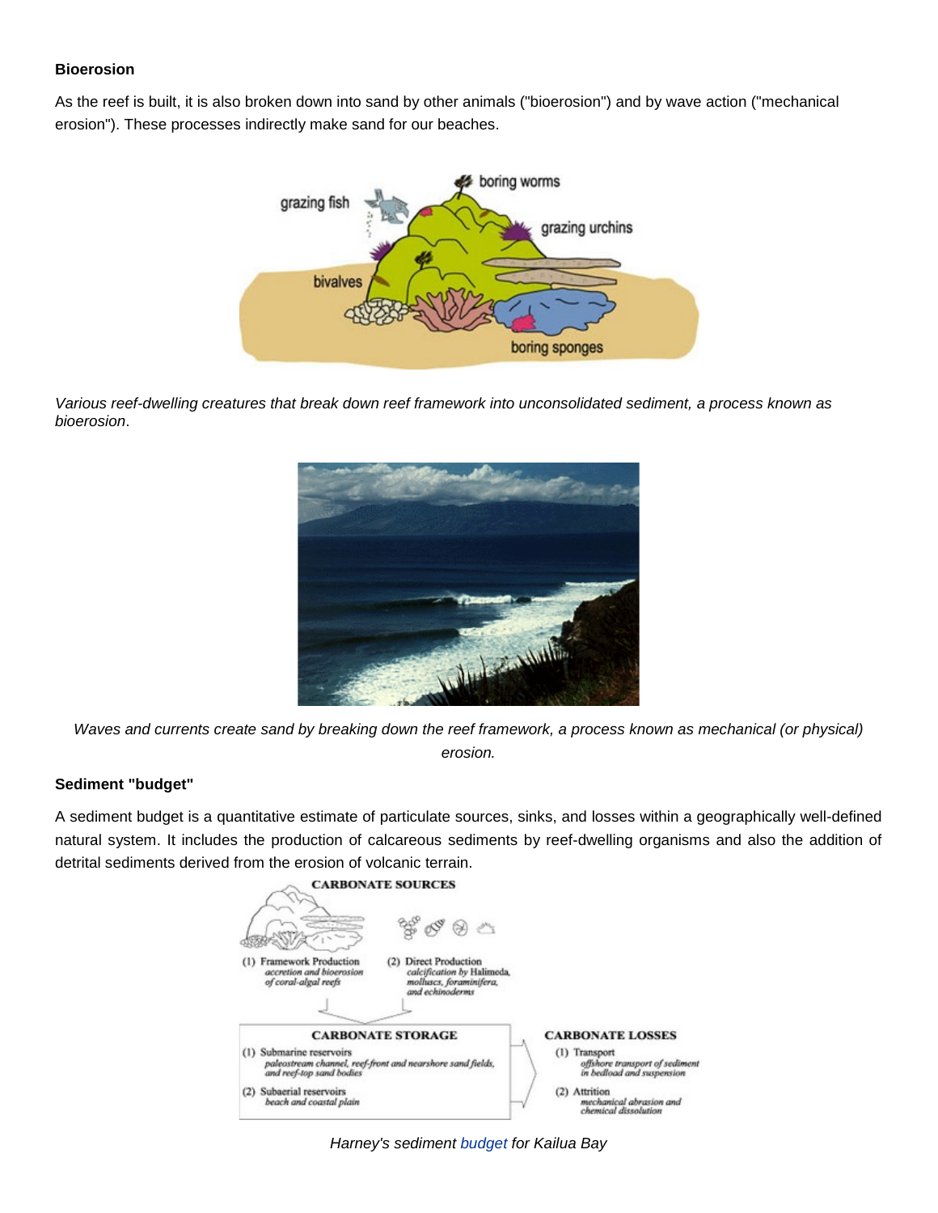**Bioerosion**

As the reef is built, it is also broken down into sand by other animals ("bioerosion") and by wave action ("mechanical erosion"). These processes indirectly make sand for our beaches.

grazing fish
boring worms
grazing urchins
bivalves
boring sponges

*Various reef-dwelling creatures that break down reef framework into unconsolidated sediment, a process known as bioerosion*.

*Waves and currents create sand by breaking down the reef framework, a process known as mechanical (or physical) erosion.*

**Sediment "budget"**

A sediment budget is a quantitative estimate of particulate sources, sinks, and losses within a geographically well-defined natural system. It includes the production of calcareous sediments by reef-dwelling organisms and also the addition of detrital sediments derived from the erosion of volcanic terrain.

CARBONATE SOURCES

(1) Framework Production
*accretion and bioerosion of coral-algal reefs*

(2) Direct Production
*calcification by Halimeda, molluscs, foraminifera, and echinoderms*

CARBONATE STORAGE

(1) Submarine reservoirs
*paleostream channel, reef-front and nearshore sand fields, and reef-top sand bodies*

(2) Subaerial reservoirs
*beach and coastal plain*

CARBONATE LOSSES

(1) Transport
*offshore transport of sediment in bedload and suspension*

(2) Attrition
*mechanical abrasion and chemical dissolution*

*Harney's sediment budget for Kailua Bay*